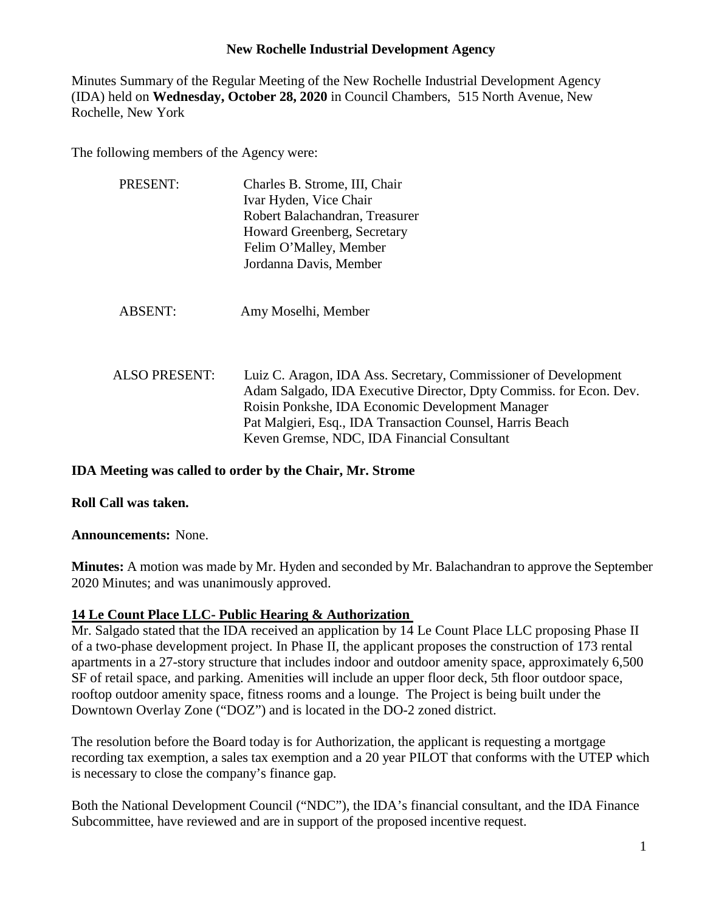# New Rochelle Industrial Development Agency

Minutes Summary of the Regular Meeting of the New Rochelle Industrial Development Agency (IDA) held on **Wednesday, October 28, 2020** in Council Chambers, 515 North Avenue, New Rochelle, New York

The following members of the Agency were:

PRESENT:
- Charles B. Strome, III, Chair
- Ivar Hyden, Vice Chair
- Robert Balachandran, Treasurer
- Howard Greenberg, Secretary
- Felim O'Malley, Member
- Jordanna Davis, Member

ABSENT:
- Amy Moselhi, Member

ALSO PRESENT:
- Luiz C. Aragon, IDA Ass. Secretary, Commissioner of Development
- Adam Salgado, IDA Executive Director, Dpty Commiss. for Econ. Dev.
- Roisin Ponkshe, IDA Economic Development Manager
- Pat Malgieri, Esq., IDA Transaction Counsel, Harris Beach
- Keven Gremse, NDC, IDA Financial Consultant

**IDA Meeting was called to order by the Chair, Mr. Strome**

**Roll Call was taken.**

**Announcements:** None.

**Minutes:** A motion was made by Mr. Hyden and seconded by Mr. Balachandran to approve the September 2020 Minutes; and was unanimously approved.

## 14 Le Count Place LLC- Public Hearing & Authorization

Mr. Salgado stated that the IDA received an application by 14 Le Count Place LLC proposing Phase II of a two-phase development project. In Phase II, the applicant proposes the construction of 173 rental apartments in a 27-story structure that includes indoor and outdoor amenity space, approximately 6,500 SF of retail space, and parking. Amenities will include an upper floor deck, 5th floor outdoor space, rooftop outdoor amenity space, fitness rooms and a lounge. The Project is being built under the Downtown Overlay Zone ("DOZ") and is located in the DO-2 zoned district.

The resolution before the Board today is for Authorization, the applicant is requesting a mortgage recording tax exemption, a sales tax exemption and a 20 year PILOT that conforms with the UTEP which is necessary to close the company's finance gap.

Both the National Development Council ("NDC"), the IDA's financial consultant, and the IDA Finance Subcommittee, have reviewed and are in support of the proposed incentive request.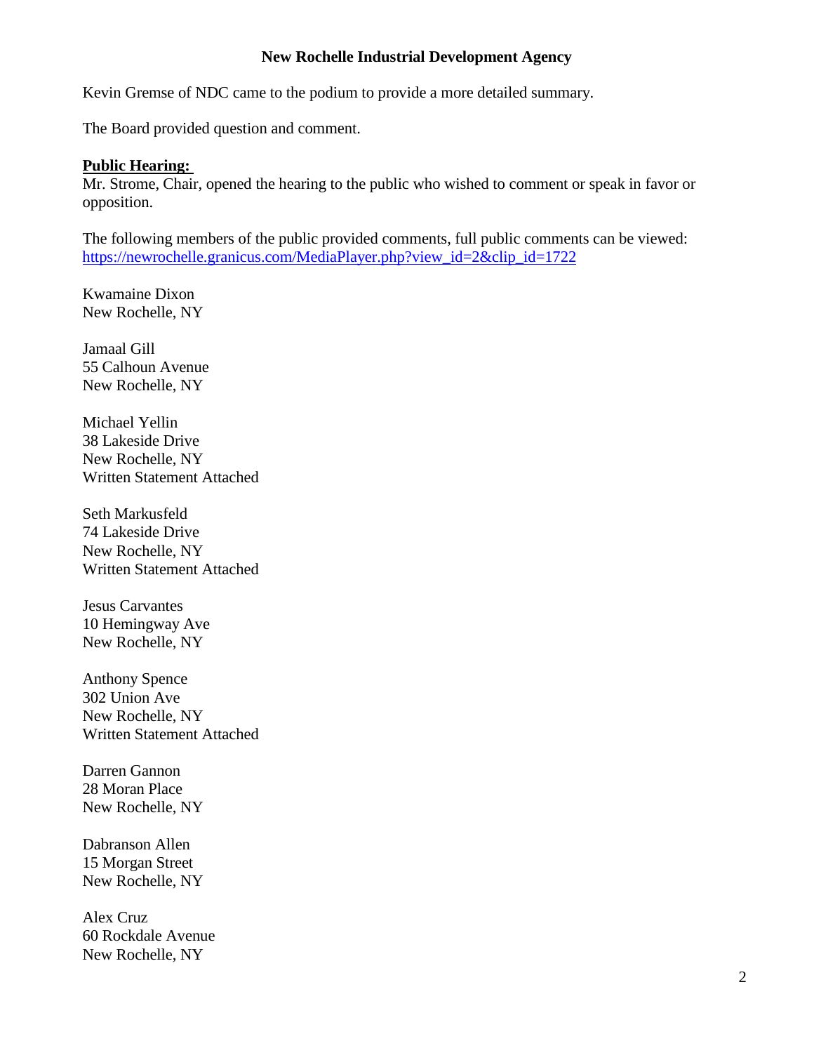Kevin Gremse of NDC came to the podium to provide a more detailed summary.

The Board provided question and comment.

**Public Hearing:**

Mr. Strome, Chair, opened the hearing to the public who wished to comment or speak in favor or opposition.

The following members of the public provided comments, full public comments can be viewed: [https://newrochelle.granicus.com/MediaPlayer.php?view_id=2&clip_id=1722](https://newrochelle.granicus.com/MediaPlayer.php?view_id=2&clip_id=1722)

Kwamaine Dixon
New Rochelle, NY

Jamaal Gill
55 Calhoun Avenue
New Rochelle, NY

Michael Yellin
38 Lakeside Drive
New Rochelle, NY
Written Statement Attached

Seth Markusfeld
74 Lakeside Drive
New Rochelle, NY
Written Statement Attached

Jesus Carvantes
10 Hemingway Ave
New Rochelle, NY

Anthony Spence
302 Union Ave
New Rochelle, NY
Written Statement Attached

Darren Gannon
28 Moran Place
New Rochelle, NY

Dabranson Allen
15 Morgan Street
New Rochelle, NY

Alex Cruz
60 Rockdale Avenue
New Rochelle, NY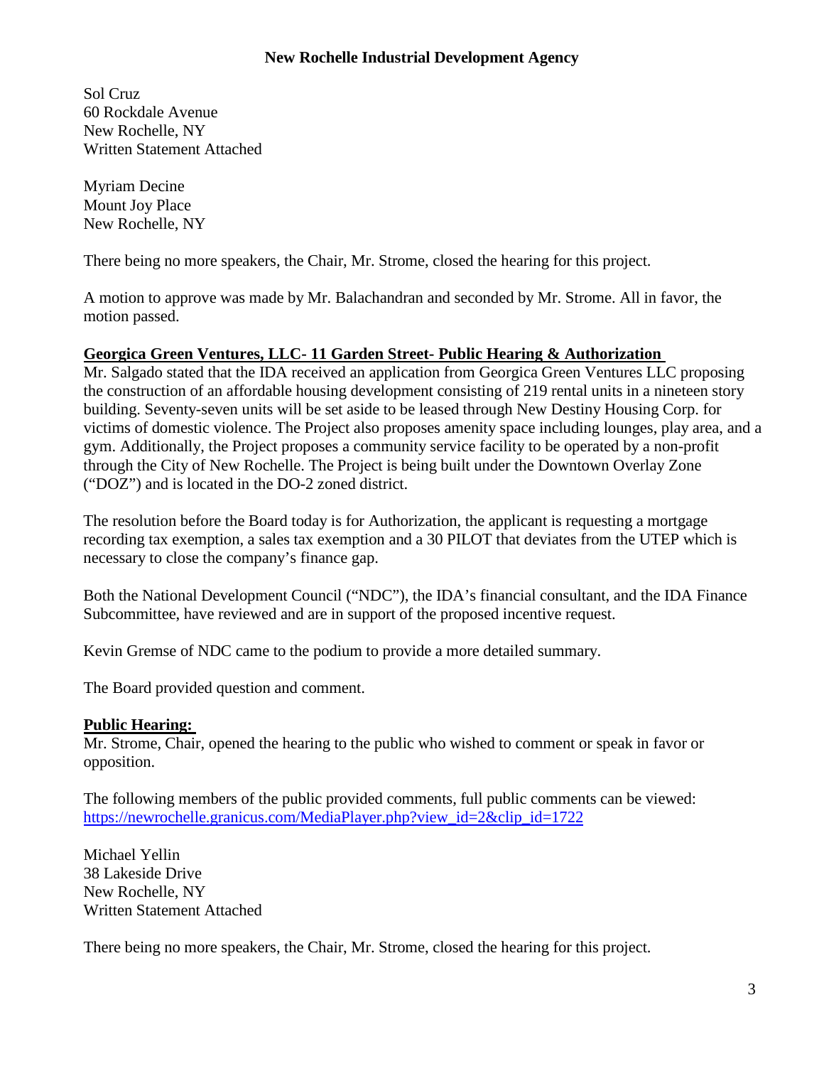Sol Cruz
60 Rockdale Avenue
New Rochelle, NY
Written Statement Attached

Myriam Decine
Mount Joy Place
New Rochelle, NY

There being no more speakers, the Chair, Mr. Strome, closed the hearing for this project.

A motion to approve was made by Mr. Balachandran and seconded by Mr. Strome. All in favor, the motion passed.

**Georgica Green Ventures, LLC- 11 Garden Street- Public Hearing & Authorization**

Mr. Salgado stated that the IDA received an application from Georgica Green Ventures LLC proposing the construction of an affordable housing development consisting of 219 rental units in a nineteen story building. Seventy-seven units will be set aside to be leased through New Destiny Housing Corp. for victims of domestic violence. The Project also proposes amenity space including lounges, play area, and a gym. Additionally, the Project proposes a community service facility to be operated by a non-profit through the City of New Rochelle. The Project is being built under the Downtown Overlay Zone ("DOZ") and is located in the DO-2 zoned district.

The resolution before the Board today is for Authorization, the applicant is requesting a mortgage recording tax exemption, a sales tax exemption and a 30 PILOT that deviates from the UTEP which is necessary to close the company's finance gap.

Both the National Development Council ("NDC"), the IDA's financial consultant, and the IDA Finance Subcommittee, have reviewed and are in support of the proposed incentive request.

Kevin Gremse of NDC came to the podium to provide a more detailed summary.

The Board provided question and comment.

**Public Hearing:**

Mr. Strome, Chair, opened the hearing to the public who wished to comment or speak in favor or opposition.

The following members of the public provided comments, full public comments can be viewed: https://newrochelle.granicus.com/MediaPlayer.php?view_id=2&clip_id=1722

Michael Yellin
38 Lakeside Drive
New Rochelle, NY
Written Statement Attached

There being no more speakers, the Chair, Mr. Strome, closed the hearing for this project.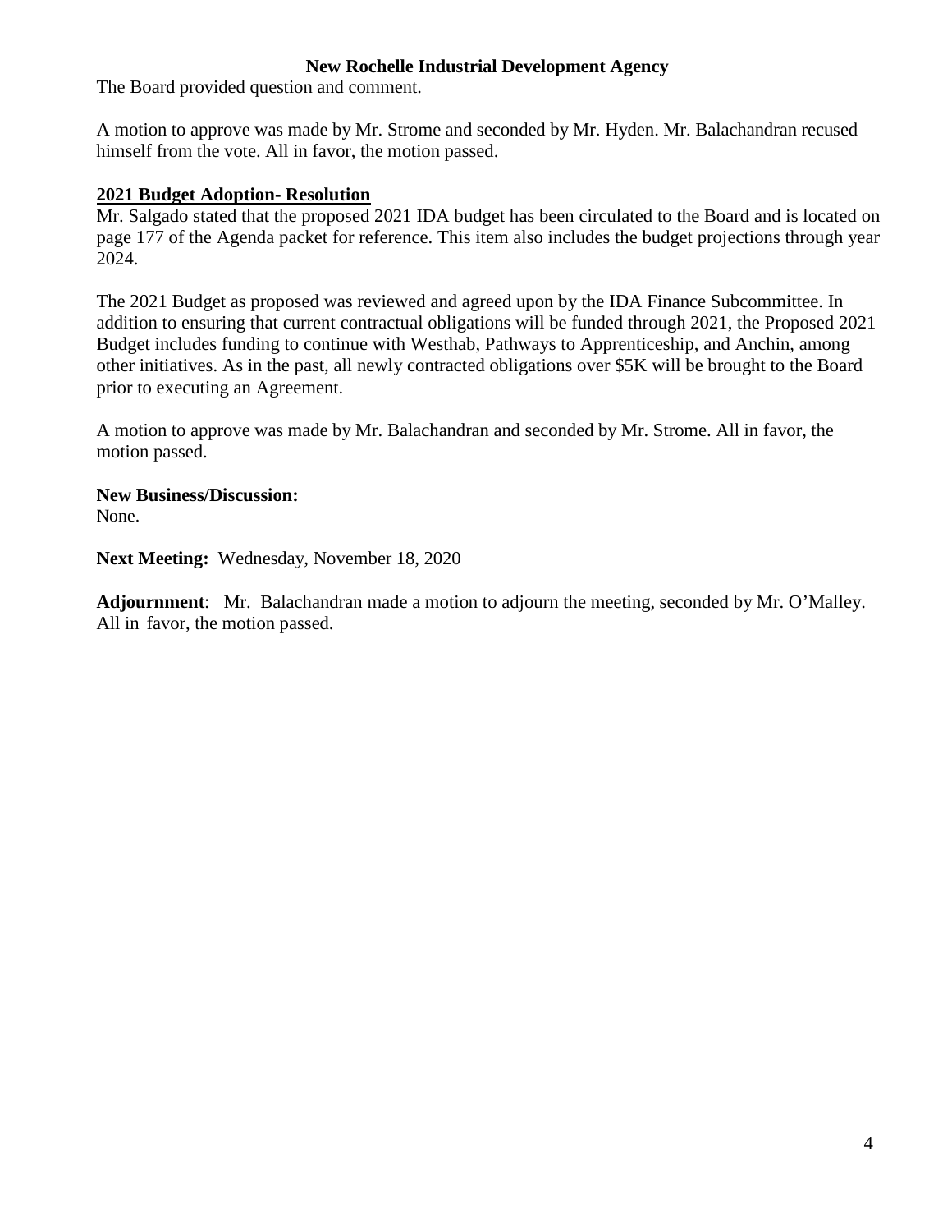The Board provided question and comment.

A motion to approve was made by Mr. Strome and seconded by Mr. Hyden. Mr. Balachandran recused himself from the vote. All in favor, the motion passed.

**2021 Budget Adoption- Resolution**

Mr. Salgado stated that the proposed 2021 IDA budget has been circulated to the Board and is located on page 177 of the Agenda packet for reference. This item also includes the budget projections through year 2024.

The 2021 Budget as proposed was reviewed and agreed upon by the IDA Finance Subcommittee. In addition to ensuring that current contractual obligations will be funded through 2021, the Proposed 2021 Budget includes funding to continue with Westhab, Pathways to Apprenticeship, and Anchin, among other initiatives. As in the past, all newly contracted obligations over $5K will be brought to the Board prior to executing an Agreement.

A motion to approve was made by Mr. Balachandran and seconded by Mr. Strome. All in favor, the motion passed.

**New Business/Discussion:**
None.

**Next Meeting:** Wednesday, November 18, 2020

**Adjournment**: Mr. Balachandran made a motion to adjourn the meeting, seconded by Mr. O'Malley. All in favor, the motion passed.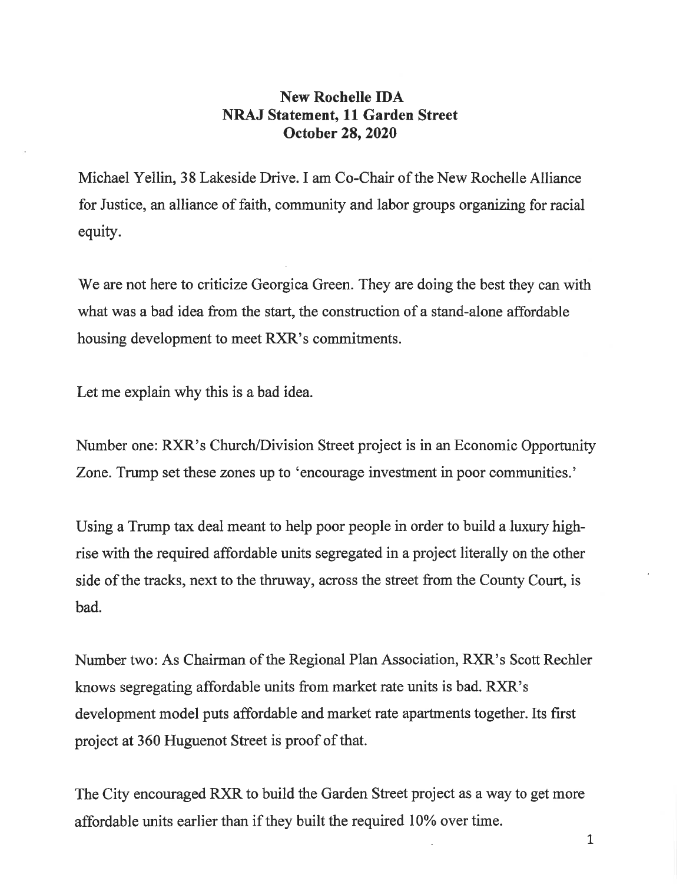**New Rochelle IDA**
**NRAJ Statement, 11 Garden Street**
**October 28, 2020**

Michael Yellin, 38 Lakeside Drive. I am Co-Chair of the New Rochelle Alliance for Justice, an alliance of faith, community and labor groups organizing for racial equity.

We are not here to criticize Georgica Green. They are doing the best they can with what was a bad idea from the start, the construction of a stand-alone affordable housing development to meet RXR's commitments.

Let me explain why this is a bad idea.

Number one: RXR's Church/Division Street project is in an Economic Opportunity Zone. Trump set these zones up to 'encourage investment in poor communities.'

Using a Trump tax deal meant to help poor people in order to build a luxury high-rise with the required affordable units segregated in a project literally on the other side of the tracks, next to the thruway, across the street from the County Court, is bad.

Number two: As Chairman of the Regional Plan Association, RXR's Scott Rechler knows segregating affordable units from market rate units is bad. RXR's development model puts affordable and market rate apartments together. Its first project at 360 Huguenot Street is proof of that.

The City encouraged RXR to build the Garden Street project as a way to get more affordable units earlier than if they built the required 10% over time.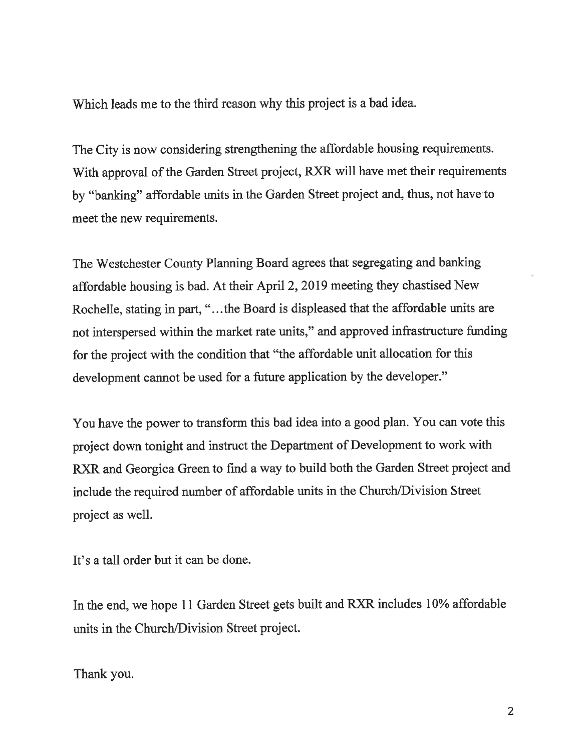Which leads me to the third reason why this project is a bad idea.

The City is now considering strengthening the affordable housing requirements. With approval of the Garden Street project, RXR will have met their requirements by "banking" affordable units in the Garden Street project and, thus, not have to meet the new requirements.

The Westchester County Planning Board agrees that segregating and banking affordable housing is bad. At their April 2, 2019 meeting they chastised New Rochelle, stating in part, "…the Board is displeased that the affordable units are not interspersed within the market rate units," and approved infrastructure funding for the project with the condition that "the affordable unit allocation for this development cannot be used for a future application by the developer."

You have the power to transform this bad idea into a good plan. You can vote this project down tonight and instruct the Department of Development to work with RXR and Georgica Green to find a way to build both the Garden Street project and include the required number of affordable units in the Church/Division Street project as well.

It's a tall order but it can be done.

In the end, we hope 11 Garden Street gets built and RXR includes 10% affordable units in the Church/Division Street project.

Thank you.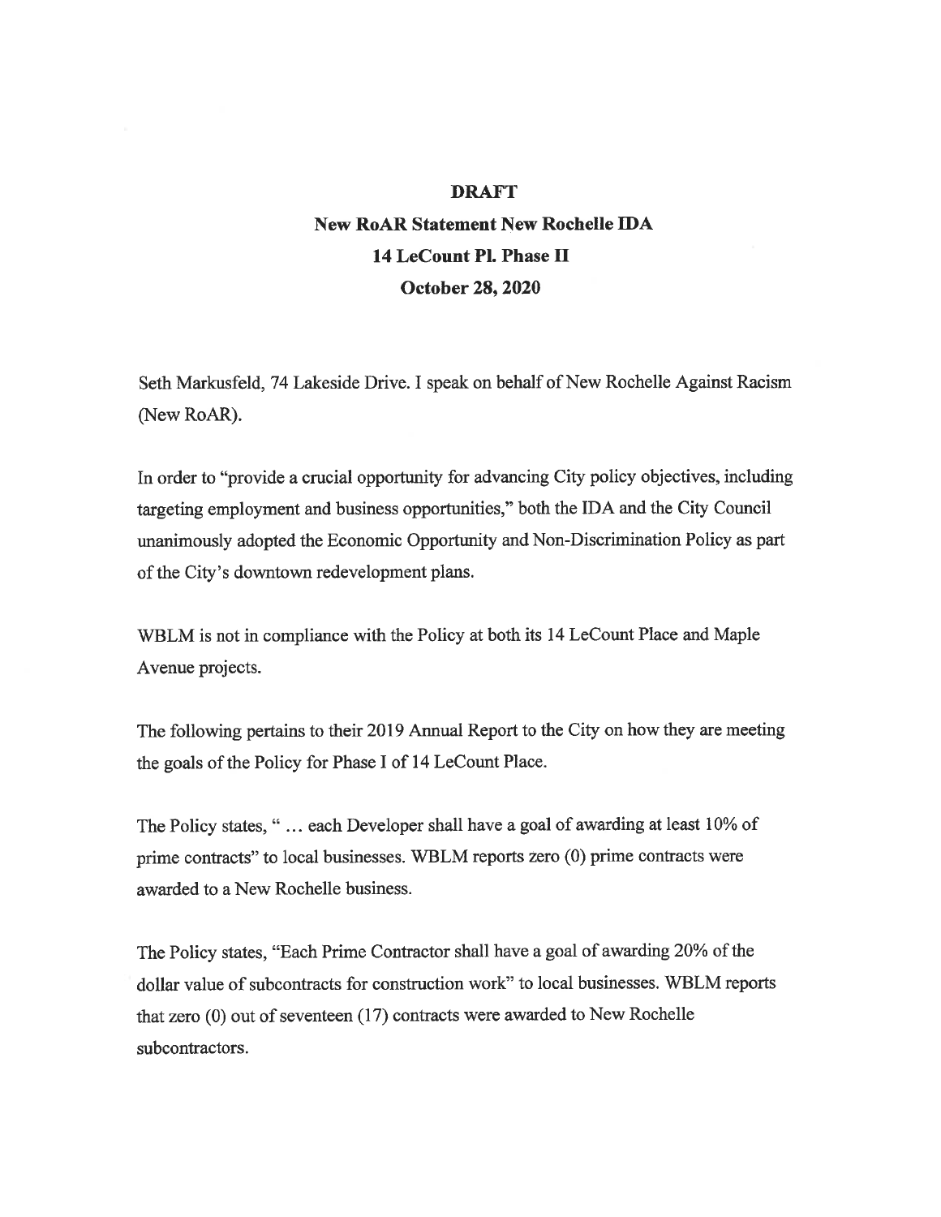**DRAFT**

**New RoAR Statement New Rochelle IDA**

**14 LeCount Pl. Phase II**

**October 28, 2020**

Seth Markusfeld, 74 Lakeside Drive. I speak on behalf of New Rochelle Against Racism (New RoAR).

In order to "provide a crucial opportunity for advancing City policy objectives, including targeting employment and business opportunities," both the IDA and the City Council unanimously adopted the Economic Opportunity and Non-Discrimination Policy as part of the City's downtown redevelopment plans.

WBLM is not in compliance with the Policy at both its 14 LeCount Place and Maple Avenue projects.

The following pertains to their 2019 Annual Report to the City on how they are meeting the goals of the Policy for Phase I of 14 LeCount Place.

The Policy states, " ... each Developer shall have a goal of awarding at least 10% of prime contracts" to local businesses. WBLM reports zero (0) prime contracts were awarded to a New Rochelle business.

The Policy states, "Each Prime Contractor shall have a goal of awarding 20% of the dollar value of subcontracts for construction work" to local businesses. WBLM reports that zero (0) out of seventeen (17) contracts were awarded to New Rochelle subcontractors.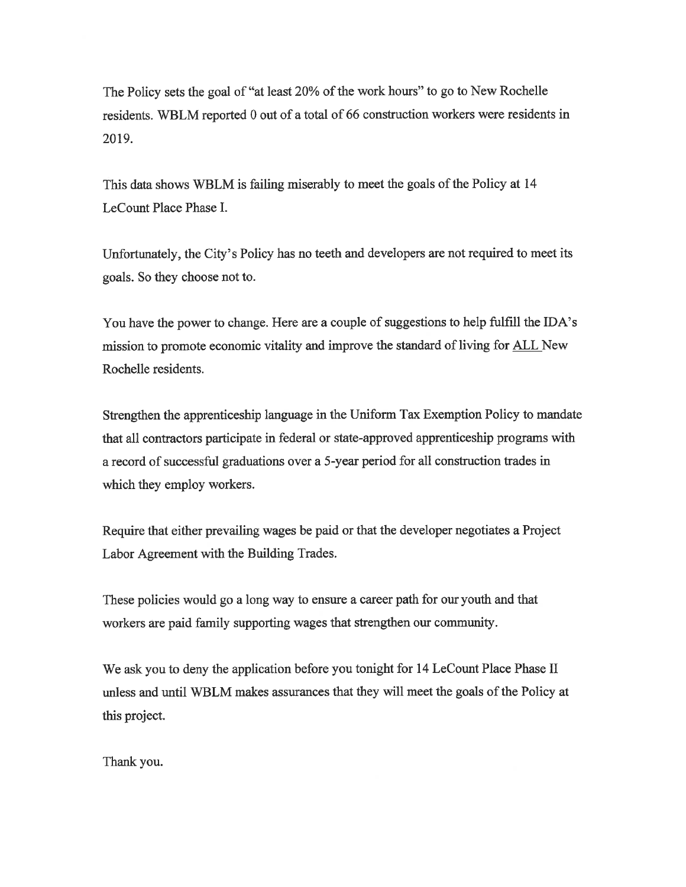The Policy sets the goal of "at least 20% of the work hours" to go to New Rochelle residents. WBLM reported 0 out of a total of 66 construction workers were residents in 2019.

This data shows WBLM is failing miserably to meet the goals of the Policy at 14 LeCount Place Phase I.

Unfortunately, the City's Policy has no teeth and developers are not required to meet its goals. So they choose not to.

You have the power to change. Here are a couple of suggestions to help fulfill the IDA's mission to promote economic vitality and improve the standard of living for <u>ALL</u> New Rochelle residents.

Strengthen the apprenticeship language in the Uniform Tax Exemption Policy to mandate that all contractors participate in federal or state-approved apprenticeship programs with a record of successful graduations over a 5-year period for all construction trades in which they employ workers.

Require that either prevailing wages be paid or that the developer negotiates a Project Labor Agreement with the Building Trades.

These policies would go a long way to ensure a career path for our youth and that workers are paid family supporting wages that strengthen our community.

We ask you to deny the application before you tonight for 14 LeCount Place Phase II unless and until WBLM makes assurances that they will meet the goals of the Policy at this project.

Thank you.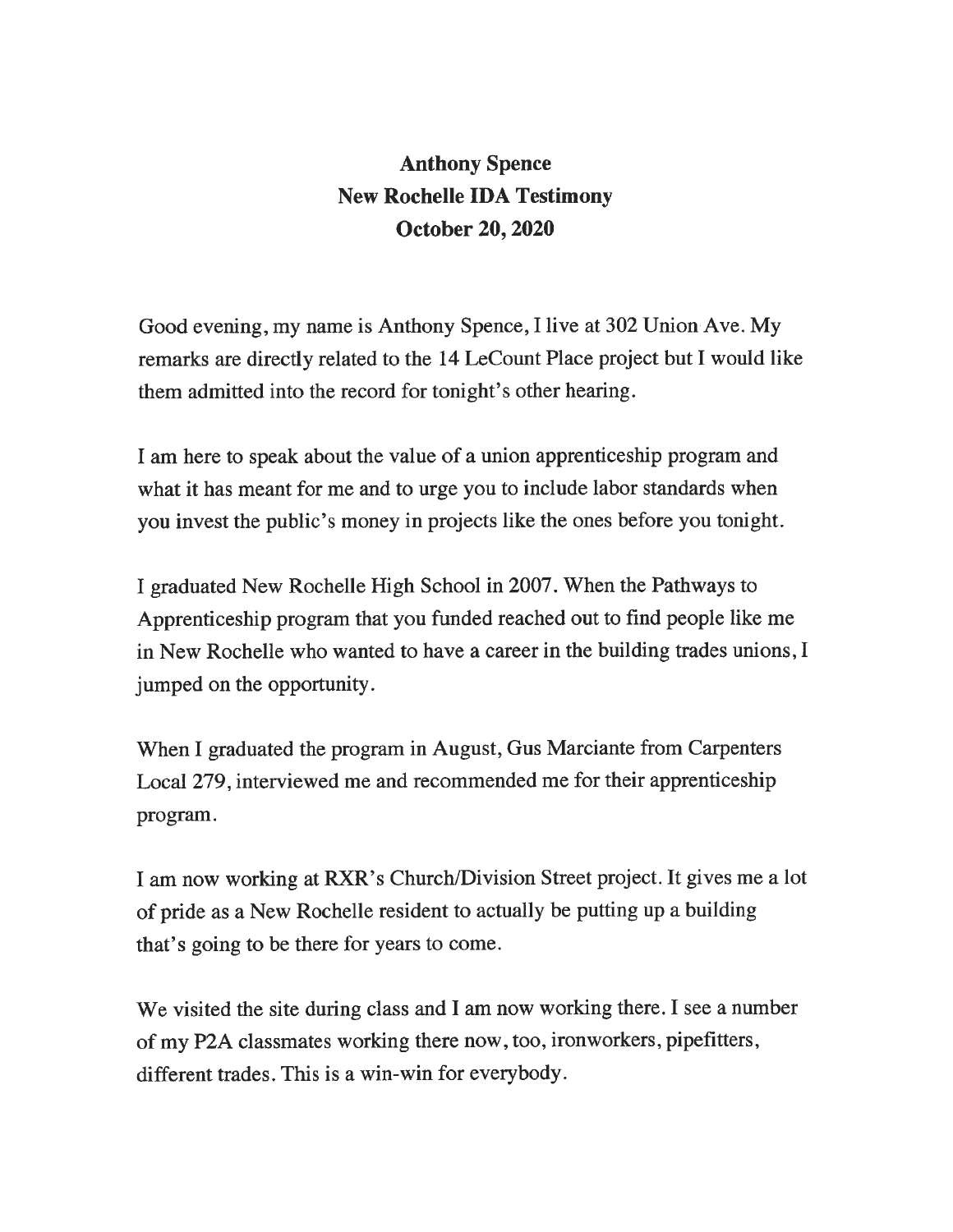**Anthony Spence**
**New Rochelle IDA Testimony**
**October 20, 2020**

Good evening, my name is Anthony Spence, I live at 302 Union Ave. My remarks are directly related to the 14 LeCount Place project but I would like them admitted into the record for tonight's other hearing.

I am here to speak about the value of a union apprenticeship program and what it has meant for me and to urge you to include labor standards when you invest the public's money in projects like the ones before you tonight.

I graduated New Rochelle High School in 2007. When the Pathways to Apprenticeship program that you funded reached out to find people like me in New Rochelle who wanted to have a career in the building trades unions, I jumped on the opportunity.

When I graduated the program in August, Gus Marciante from Carpenters Local 279, interviewed me and recommended me for their apprenticeship program.

I am now working at RXR's Church/Division Street project. It gives me a lot of pride as a New Rochelle resident to actually be putting up a building that's going to be there for years to come.

We visited the site during class and I am now working there. I see a number of my P2A classmates working there now, too, ironworkers, pipefitters, different trades. This is a win-win for everybody.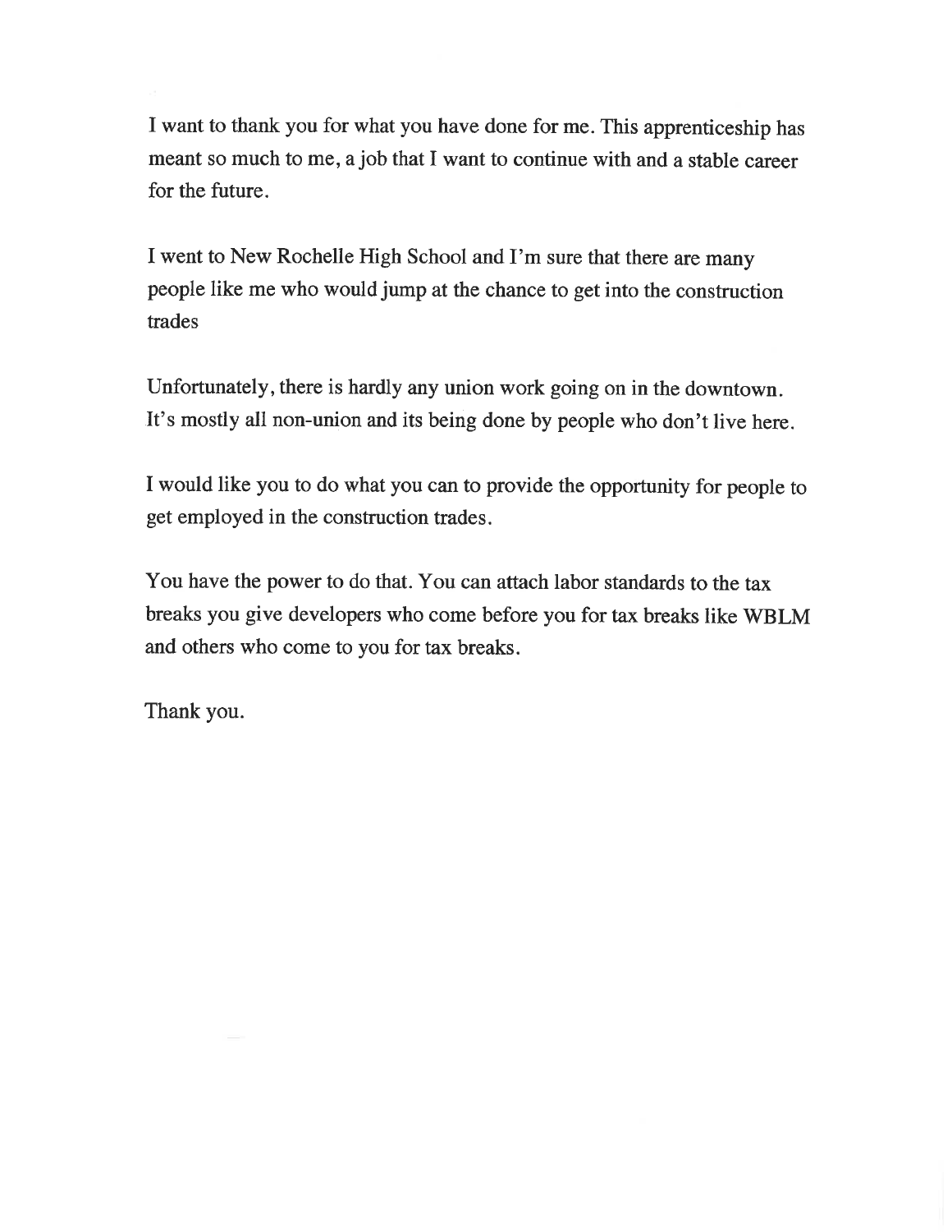I want to thank you for what you have done for me. This apprenticeship has meant so much to me, a job that I want to continue with and a stable career for the future.

I went to New Rochelle High School and I'm sure that there are many people like me who would jump at the chance to get into the construction trades

Unfortunately, there is hardly any union work going on in the downtown. It's mostly all non-union and its being done by people who don't live here.

I would like you to do what you can to provide the opportunity for people to get employed in the construction trades.

You have the power to do that. You can attach labor standards to the tax breaks you give developers who come before you for tax breaks like WBLM and others who come to you for tax breaks.

Thank you.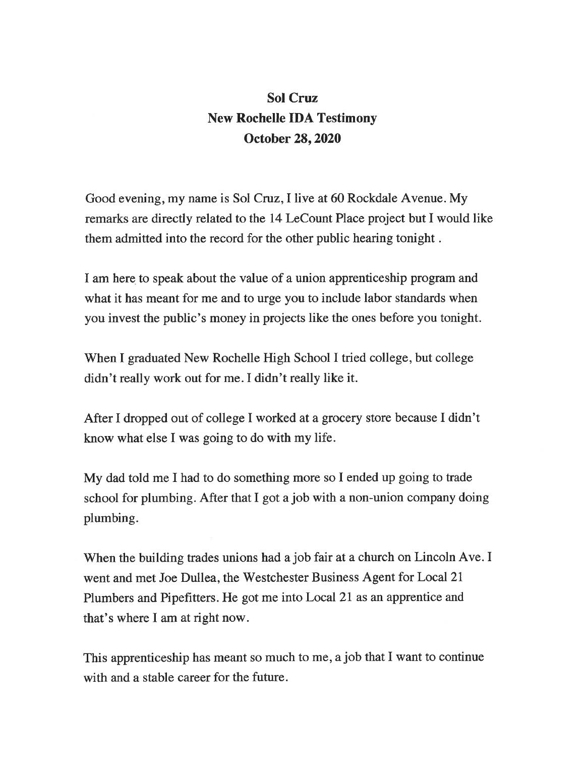**Sol Cruz**
**New Rochelle IDA Testimony**
**October 28, 2020**

Good evening, my name is Sol Cruz, I live at 60 Rockdale Avenue. My remarks are directly related to the 14 LeCount Place project but I would like them admitted into the record for the other public hearing tonight .

I am here to speak about the value of a union apprenticeship program and what it has meant for me and to urge you to include labor standards when you invest the public's money in projects like the ones before you tonight.

When I graduated New Rochelle High School I tried college, but college didn't really work out for me. I didn't really like it.

After I dropped out of college I worked at a grocery store because I didn't know what else I was going to do with my life.

My dad told me I had to do something more so I ended up going to trade school for plumbing. After that I got a job with a non-union company doing plumbing.

When the building trades unions had a job fair at a church on Lincoln Ave. I went and met Joe Dullea, the Westchester Business Agent for Local 21 Plumbers and Pipefitters. He got me into Local 21 as an apprentice and that's where I am at right now.

This apprenticeship has meant so much to me, a job that I want to continue with and a stable career for the future.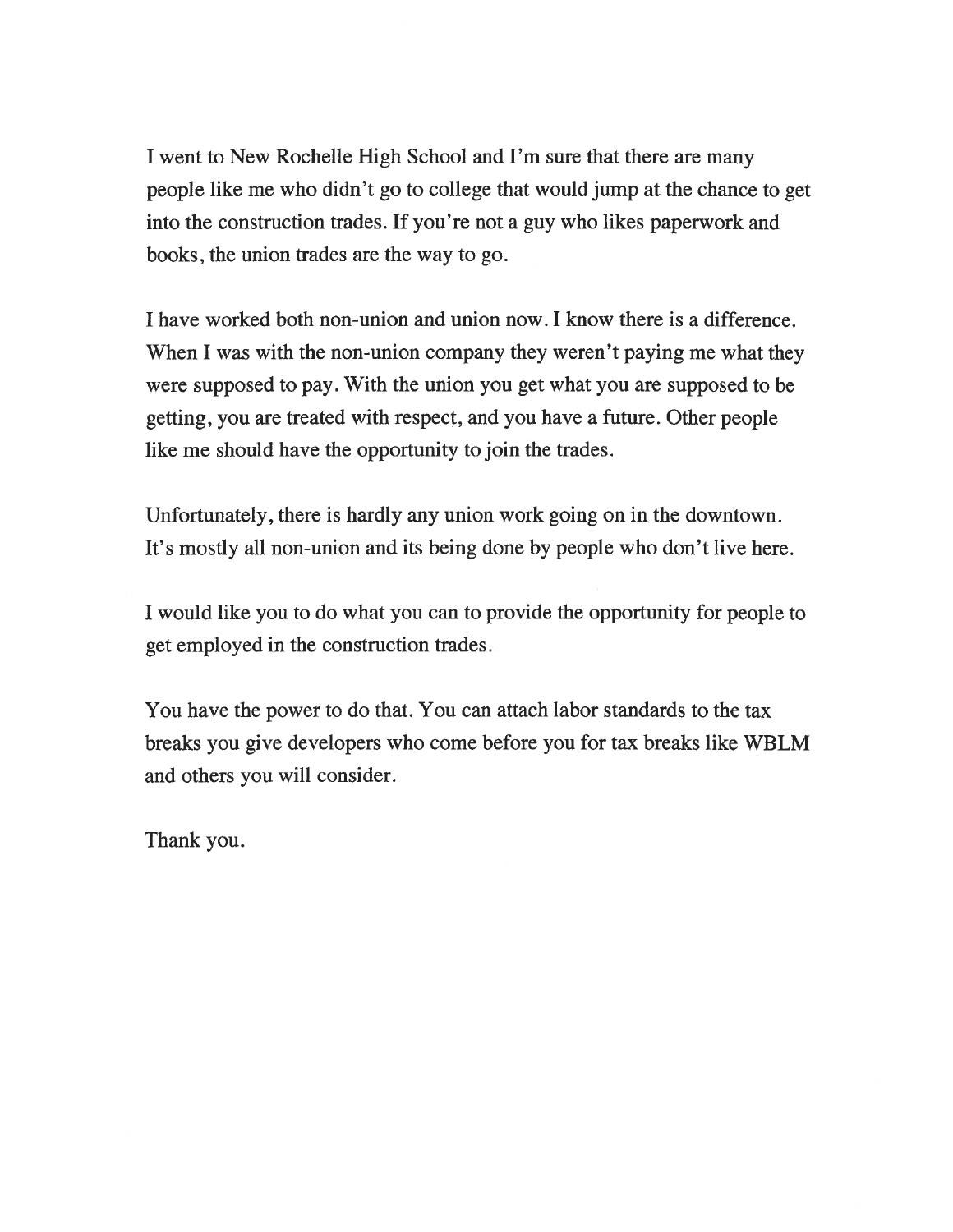I went to New Rochelle High School and I'm sure that there are many people like me who didn't go to college that would jump at the chance to get into the construction trades. If you're not a guy who likes paperwork and books, the union trades are the way to go.

I have worked both non-union and union now. I know there is a difference. When I was with the non-union company they weren't paying me what they were supposed to pay. With the union you get what you are supposed to be getting, you are treated with respect, and you have a future. Other people like me should have the opportunity to join the trades.

Unfortunately, there is hardly any union work going on in the downtown. It's mostly all non-union and its being done by people who don't live here.

I would like you to do what you can to provide the opportunity for people to get employed in the construction trades.

You have the power to do that. You can attach labor standards to the tax breaks you give developers who come before you for tax breaks like WBLM and others you will consider.

Thank you.